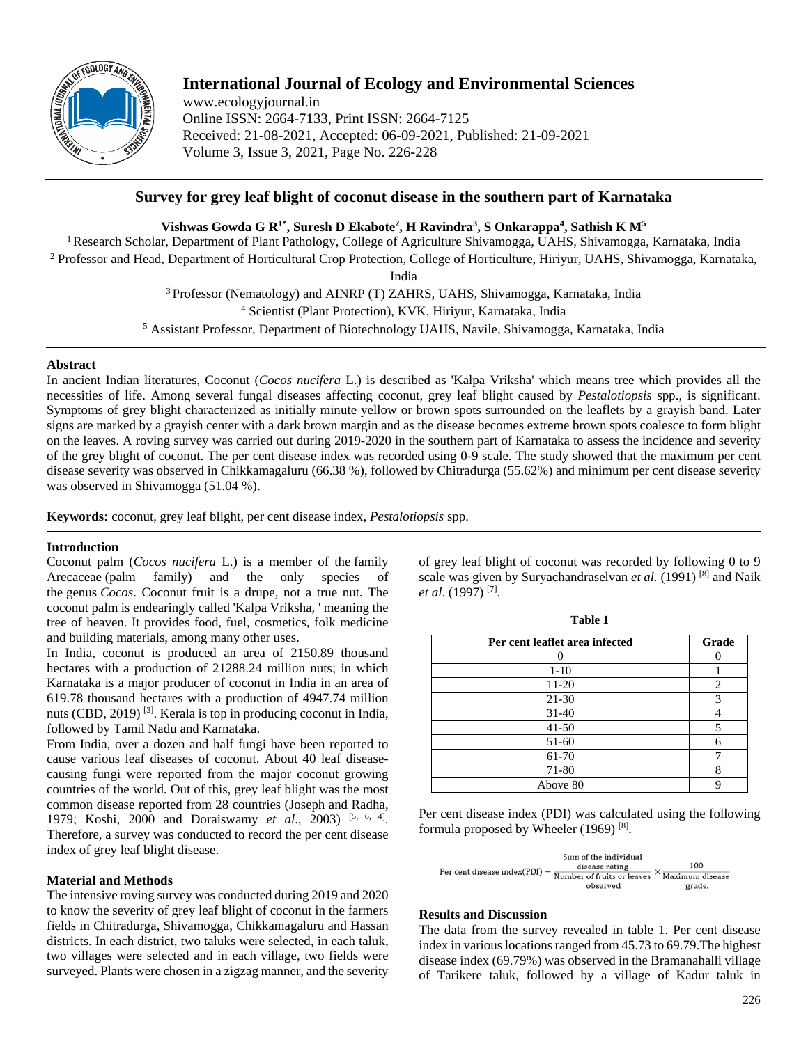# International Journal of Ecology and Environmental Sciences

www.ecologyjournal.in
Online ISSN: 2664-7133, Print ISSN: 2664-7125
Received: 21-08-2021, Accepted: 06-09-2021, Published: 21-09-2021
Volume 3, Issue 3, 2021, Page No. 226-228

## Survey for grey leaf blight of coconut disease in the southern part of Karnataka

**Vishwas Gowda G R[1*], Suresh D Ekabote[2], H Ravindra[3], S Onkarappa[4], Sathish K M[5]**

[1] Research Scholar, Department of Plant Pathology, College of Agriculture Shivamogga, UAHS, Shivamogga, Karnataka, India
[2] Professor and Head, Department of Horticultural Crop Protection, College of Horticulture, Hiriyur, UAHS, Shivamogga, Karnataka, India
[3] Professor (Nematology) and AINRP (T) ZAHRS, UAHS, Shivamogga, Karnataka, India
[4] Scientist (Plant Protection), KVK, Hiriyur, Karnataka, India
[5] Assistant Professor, Department of Biotechnology UAHS, Navile, Shivamogga, Karnataka, India

### Abstract

In ancient Indian literatures, Coconut (*Cocos nucifera* L.) is described as 'Kalpa Vriksha' which means tree which provides all the necessities of life. Among several fungal diseases affecting coconut, grey leaf blight caused by *Pestalotiopsis* spp., is significant. Symptoms of grey blight characterized as initially minute yellow or brown spots surrounded on the leaflets by a grayish band. Later signs are marked by a grayish center with a dark brown margin and as the disease becomes extreme brown spots coalesce to form blight on the leaves. A roving survey was carried out during 2019-2020 in the southern part of Karnataka to assess the incidence and severity of the grey blight of coconut. The per cent disease index was recorded using 0-9 scale. The study showed that the maximum per cent disease severity was observed in Chikkamagaluru (66.38 %), followed by Chitradurga (55.62%) and minimum per cent disease severity was observed in Shivamogga (51.04 %).

**Keywords:** coconut, grey leaf blight, per cent disease index, *Pestalotiopsis* spp.

### Introduction

Coconut palm (*Cocos nucifera* L.) is a member of the family Arecaceae (palm family) and the only species of the genus *Cocos*. Coconut fruit is a drupe, not a true nut. The coconut palm is endearingly called 'Kalpa Vriksha, ' meaning the tree of heaven. It provides food, fuel, cosmetics, folk medicine and building materials, among many other uses.

In India, coconut is produced an area of 2150.89 thousand hectares with a production of 21288.24 million nuts; in which Karnataka is a major producer of coconut in India in an area of 619.78 thousand hectares with a production of 4947.74 million nuts (CBD, 2019) [3]. Kerala is top in producing coconut in India, followed by Tamil Nadu and Karnataka.

From India, over a dozen and half fungi have been reported to cause various leaf diseases of coconut. About 40 leaf disease-causing fungi were reported from the major coconut growing countries of the world. Out of this, grey leaf blight was the most common disease reported from 28 countries (Joseph and Radha, 1979; Koshi, 2000 and Doraiswamy *et al*., 2003) [5, 6, 4]. Therefore, a survey was conducted to record the per cent disease index of grey leaf blight disease.

### Material and Methods

The intensive roving survey was conducted during 2019 and 2020 to know the severity of grey leaf blight of coconut in the farmers fields in Chitradurga, Shivamogga, Chikkamagaluru and Hassan districts. In each district, two taluks were selected, in each taluk, two villages were selected and in each village, two fields were surveyed. Plants were chosen in a zigzag manner, and the severity of grey leaf blight of coconut was recorded by following 0 to 9 scale was given by Suryachandraselvan *et al.* (1991) [8] and Naik *et al*. (1997) [7].

**Table 1**

| Per cent leaflet area infected | Grade |
|---|---|
| 0 | 0 |
| 1-10 | 1 |
| 11-20 | 2 |
| 21-30 | 3 |
| 31-40 | 4 |
| 41-50 | 5 |
| 51-60 | 6 |
| 61-70 | 7 |
| 71-80 | 8 |
| Above 80 | 9 |

Per cent disease index (PDI) was calculated using the following formula proposed by Wheeler (1969) [8].

$$\text{Per cent disease index(PDI)} = \frac{\text{Sum of the individual disease rating}}{\text{Number of fruits or leaves observed}} \times \frac{100}{\text{Maximum disease grade.}}$$

### Results and Discussion

The data from the survey revealed in table 1. Per cent disease index in various locations ranged from 45.73 to 69.79.The highest disease index (69.79%) was observed in the Bramanahalli village of Tarikere taluk, followed by a village of Kadur taluk in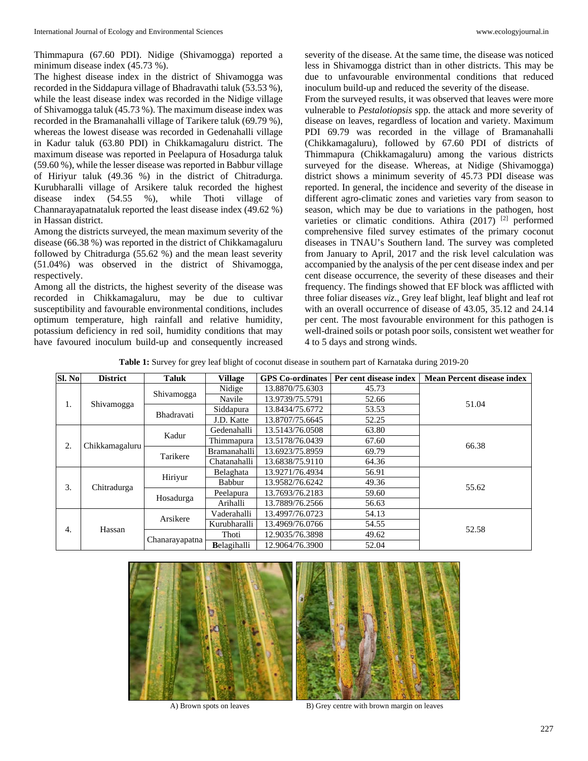Thimmapura (67.60 PDI). Nidige (Shivamogga) reported a minimum disease index (45.73 %).

The highest disease index in the district of Shivamogga was recorded in the Siddapura village of Bhadravathi taluk (53.53 %), while the least disease index was recorded in the Nidige village of Shivamogga taluk (45.73 %). The maximum disease index was recorded in the Bramanahalli village of Tarikere taluk (69.79 %), whereas the lowest disease was recorded in Gedenahalli village in Kadur taluk (63.80 PDI) in Chikkamagaluru district. The maximum disease was reported in Peelapura of Hosadurga taluk (59.60 %), while the lesser disease was reported in Babbur village of Hiriyur taluk (49.36 %) in the district of Chitradurga. Kurubharalli village of Arsikere taluk recorded the highest disease index (54.55 %), while Thoti village of Channarayapatnataluk reported the least disease index (49.62 %) in Hassan district.

Among the districts surveyed, the mean maximum severity of the disease (66.38 %) was reported in the district of Chikkamagaluru followed by Chitradurga (55.62 %) and the mean least severity (51.04%) was observed in the district of Shivamogga, respectively.

Among all the districts, the highest severity of the disease was recorded in Chikkamagaluru, may be due to cultivar susceptibility and favourable environmental conditions, includes optimum temperature, high rainfall and relative humidity, potassium deficiency in red soil, humidity conditions that may have favoured inoculum build-up and consequently increased severity of the disease. At the same time, the disease was noticed less in Shivamogga district than in other districts. This may be due to unfavourable environmental conditions that reduced inoculum build-up and reduced the severity of the disease.

From the surveyed results, it was observed that leaves were more vulnerable to *Pestalotiopsis* spp. the attack and more severity of disease on leaves, regardless of location and variety. Maximum PDI 69.79 was recorded in the village of Bramanahalli (Chikkamagaluru), followed by 67.60 PDI of districts of Thimmapura (Chikkamagaluru) among the various districts surveyed for the disease. Whereas, at Nidige (Shivamogga) district shows a minimum severity of 45.73 PDI disease was reported. In general, the incidence and severity of the disease in different agro-climatic zones and varieties vary from season to season, which may be due to variations in the pathogen, host varieties or climatic conditions. Athira (2017) [2] performed comprehensive filed survey estimates of the primary coconut diseases in TNAU's Southern land. The survey was completed from January to April, 2017 and the risk level calculation was accompanied by the analysis of the per cent disease index and per cent disease occurrence, the severity of these diseases and their frequency. The findings showed that EF block was afflicted with three foliar diseases *viz*., Grey leaf blight, leaf blight and leaf rot with an overall occurrence of disease of 43.05, 35.12 and 24.14 per cent. The most favourable environment for this pathogen is well-drained soils or potash poor soils, consistent wet weather for 4 to 5 days and strong winds.

**Table 1:** Survey for grey leaf blight of coconut disease in southern part of Karnataka during 2019-20

| Sl. No | District | Taluk | Village | GPS Co-ordinates | Per cent disease index | Mean Percent disease index |
|---|---|---|---|---|---|---|
| 1. | Shivamogga | Shivamogga | Nidige | 13.8870/75.6303 | 45.73 | 51.04 |
| | | | Navile | 13.9739/75.5791 | 52.66 | |
| | | Bhadravati | Siddapura | 13.8434/75.6772 | 53.53 | |
| | | | J.D. Katte | 13.8707/75.6645 | 52.25 | |
| 2. | Chikkamagaluru | Kadur | Gedenahalli | 13.5143/76.0508 | 63.80 | 66.38 |
| | | | Thimmapura | 13.5178/76.0439 | 67.60 | |
| | | Tarikere | Bramanahalli | 13.6923/75.8959 | 69.79 | |
| | | | Chatanahalli | 13.6838/75.9110 | 64.36 | |
| 3. | Chitradurga | Hiriyur | Belaghata | 13.9271/76.4934 | 56.91 | 55.62 |
| | | | Babbur | 13.9582/76.6242 | 49.36 | |
| | | Hosadurga | Peelapura | 13.7693/76.2183 | 59.60 | |
| | | | Arihalli | 13.7889/76.2566 | 56.63 | |
| 4. | Hassan | Arsikere | Vaderahalli | 13.4997/76.0723 | 54.13 | 52.58 |
| | | | Kurubharalli | 13.4969/76.0766 | 54.55 | |
| | | Chanarayapatna | Thoti | 12.9035/76.3898 | 49.62 | |
| | | | **B**elagihalli | 12.9064/76.3900 | 52.04 | |

A) Brown spots on leaves

B) Grey centre with brown margin on leaves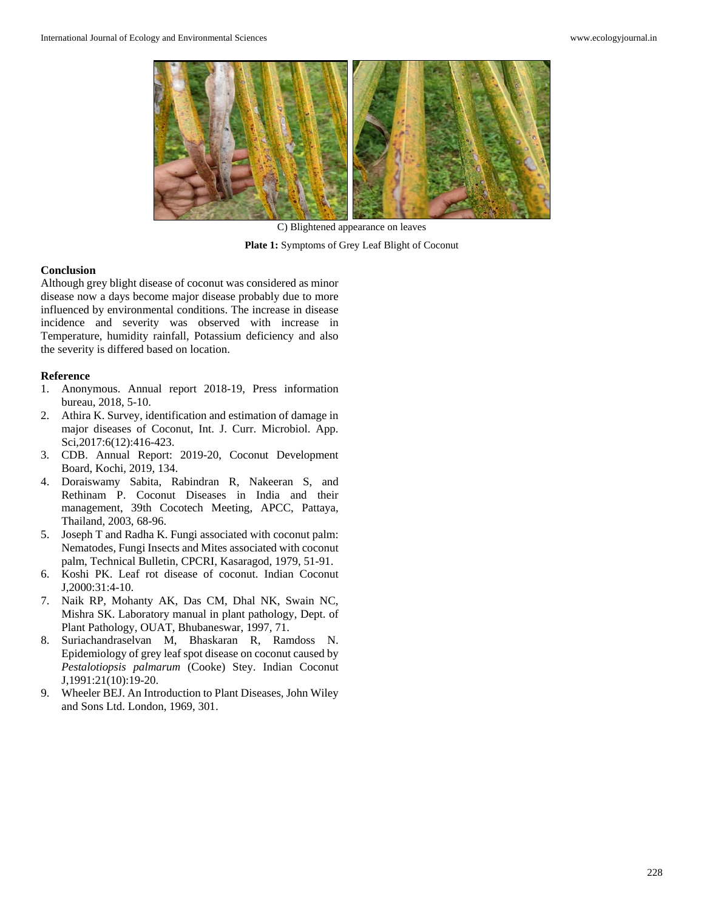C) Blightened appearance on leaves

**Plate 1:** Symptoms of Grey Leaf Blight of Coconut

## Conclusion

Although grey blight disease of coconut was considered as minor disease now a days become major disease probably due to more influenced by environmental conditions. The increase in disease incidence and severity was observed with increase in Temperature, humidity rainfall, Potassium deficiency and also the severity is differed based on location.

## Reference

1. Anonymous. Annual report 2018-19, Press information bureau, 2018, 5-10.
2. Athira K. Survey, identification and estimation of damage in major diseases of Coconut, Int. J. Curr. Microbiol. App. Sci,2017:6(12):416-423.
3. CDB. Annual Report: 2019-20, Coconut Development Board, Kochi, 2019, 134.
4. Doraiswamy Sabita, Rabindran R, Nakeeran S, and Rethinam P. Coconut Diseases in India and their management, 39th Cocotech Meeting, APCC, Pattaya, Thailand, 2003, 68-96.
5. Joseph T and Radha K. Fungi associated with coconut palm: Nematodes, Fungi Insects and Mites associated with coconut palm, Technical Bulletin, CPCRI, Kasaragod, 1979, 51-91.
6. Koshi PK. Leaf rot disease of coconut. Indian Coconut J,2000:31:4-10.
7. Naik RP, Mohanty AK, Das CM, Dhal NK, Swain NC, Mishra SK. Laboratory manual in plant pathology, Dept. of Plant Pathology, OUAT, Bhubaneswar, 1997, 71.
8. Suriachandraselvan M, Bhaskaran R, Ramdoss N. Epidemiology of grey leaf spot disease on coconut caused by *Pestalotiopsis palmarum* (Cooke) Stey. Indian Coconut J,1991:21(10):19-20.
9. Wheeler BEJ. An Introduction to Plant Diseases, John Wiley and Sons Ltd. London, 1969, 301.